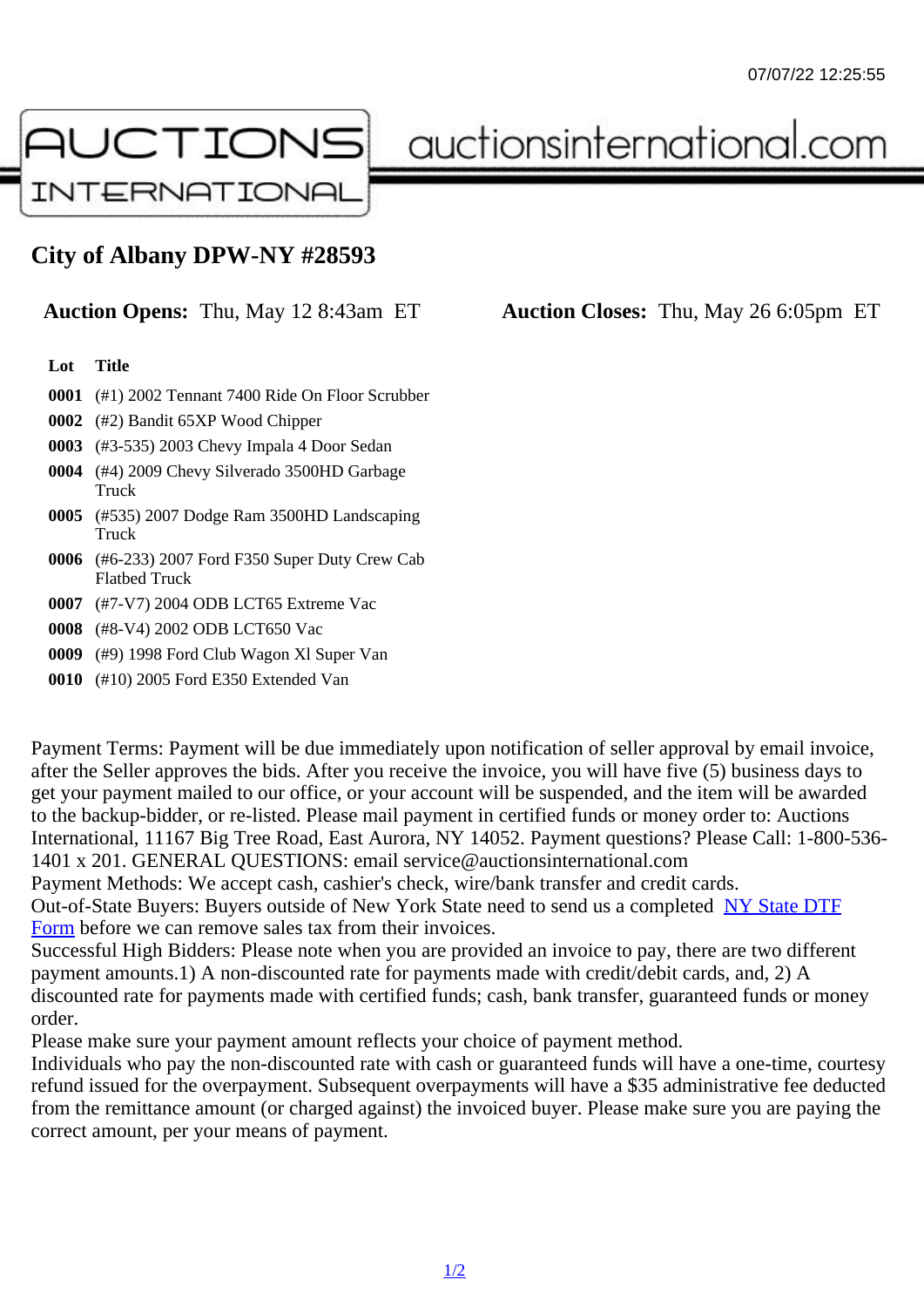# City of Albany DPW-NY #28593

**Auction Opens:** Thu, May 12 8:43am ET **Auction Closes:** Thu, May 26 6:05pm ET

| Lot | Title |
|---|---|
| **0001** | (#1) 2002 Tennant 7400 Ride On Floor Scrubber |
| **0002** | (#2) Bandit 65XP Wood Chipper |
| **0003** | (#3-535) 2003 Chevy Impala 4 Door Sedan |
| **0004** | (#4) 2009 Chevy Silverado 3500HD Garbage Truck |
| **0005** | (#535) 2007 Dodge Ram 3500HD Landscaping Truck |
| **0006** | (#6-233) 2007 Ford F350 Super Duty Crew Cab Flatbed Truck |
| **0007** | (#7-V7) 2004 ODB LCT65 Extreme Vac |
| **0008** | (#8-V4) 2002 ODB LCT650 Vac |
| **0009** | (#9) 1998 Ford Club Wagon Xl Super Van |
| **0010** | (#10) 2005 Ford E350 Extended Van |

Payment Terms: Payment will be due immediately upon notification of seller approval by email invoice, after the Seller approves the bids. After you receive the invoice, you will have five (5) business days to get your payment mailed to our office, or your account will be suspended, and the item will be awarded to the backup-bidder, or re-listed. Please mail payment in certified funds or money order to: Auctions International, 11167 Big Tree Road, East Aurora, NY 14052. Payment questions? Please Call: 1-800-536-1401 x 201. GENERAL QUESTIONS: email service@auctionsinternational.com
Payment Methods: We accept cash, cashier's check, wire/bank transfer and credit cards.
Out-of-State Buyers: Buyers outside of New York State need to send us a completed NY State DTF Form before we can remove sales tax from their invoices.
Successful High Bidders: Please note when you are provided an invoice to pay, there are two different payment amounts.1) A non-discounted rate for payments made with credit/debit cards, and, 2) A discounted rate for payments made with certified funds; cash, bank transfer, guaranteed funds or money order.
Please make sure your payment amount reflects your choice of payment method.
Individuals who pay the non-discounted rate with cash or guaranteed funds will have a one-time, courtesy refund issued for the overpayment. Subsequent overpayments will have a $35 administrative fee deducted from the remittance amount (or charged against) the invoiced buyer. Please make sure you are paying the correct amount, per your means of payment.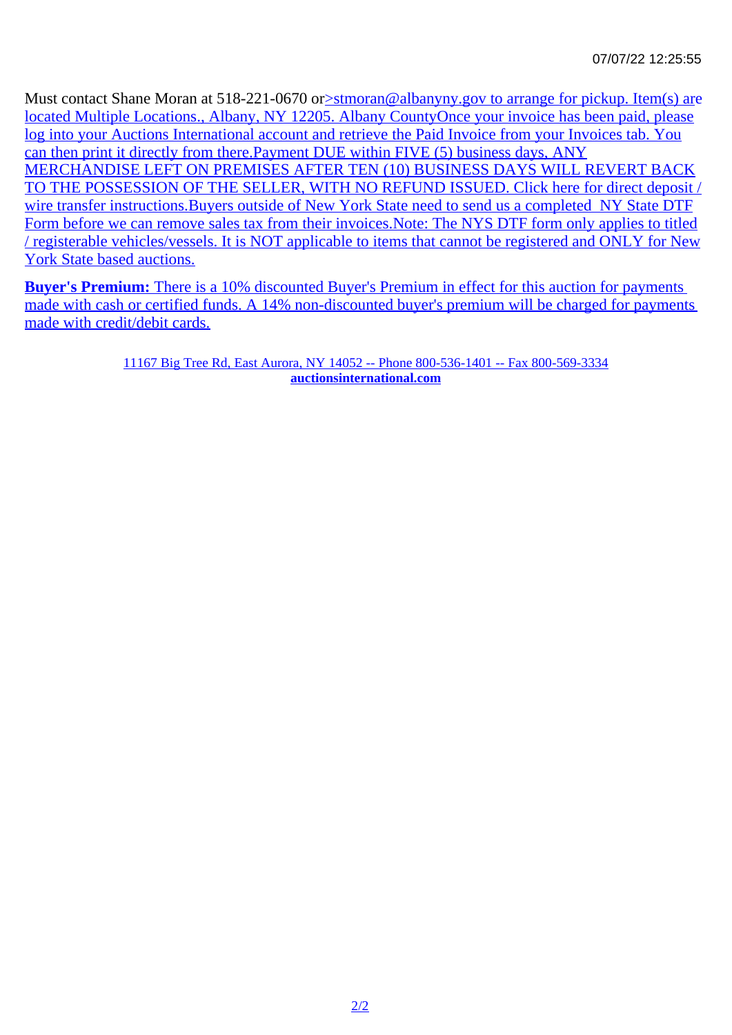Must contact Shane Moran at 518-221-0670 or>stmoran@albanyny.gov to arrange for pickup. Item(s) are located Multiple Locations., Albany, NY 12205. Albany CountyOnce your invoice has been paid, please log into your Auctions International account and retrieve the Paid Invoice from your Invoices tab. You can then print it directly from there.Payment DUE within FIVE (5) business days, ANY MERCHANDISE LEFT ON PREMISES AFTER TEN (10) BUSINESS DAYS WILL REVERT BACK TO THE POSSESSION OF THE SELLER, WITH NO REFUND ISSUED. Click here for direct deposit / wire transfer instructions.Buyers outside of New York State need to send us a completed NY State DTF Form before we can remove sales tax from their invoices.Note: The NYS DTF form only applies to titled / registerable vehicles/vessels. It is NOT applicable to items that cannot be registered and ONLY for New York State based auctions.

**Buyer's Premium:** There is a 10% discounted Buyer's Premium in effect for this auction for payments made with cash or certified funds. A 14% non-discounted buyer's premium will be charged for payments made with credit/debit cards.

11167 Big Tree Rd, East Aurora, NY 14052 -- Phone 800-536-1401 -- Fax 800-569-3334
**auctionsinternational.com**